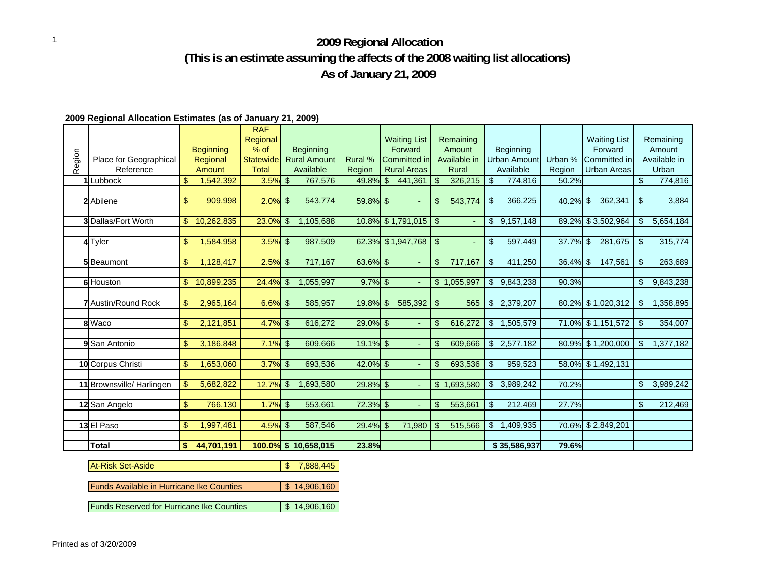# 2009 Regional Allocation

## (This is an estimate assuming the affects of the 2008 waiting list allocations)

## As of January 21, 2009

**2009 Regional Allocation Estimates (as of January 21, 2009)**

| Region | Place for Geographical Reference | Beginning Regional Amount | RAF Regional % of Statewide Total | Beginning Rural Amount Available | Rural % Region | Waiting List Forward Committed in Rural Areas | Remaining Amount Available in Rural | Beginning Urban Amount Available | Urban % Region | Waiting List Forward Committed in Urban Areas | Remaining Amount Available in Urban |
|---|---|---|---|---|---|---|---|---|---|---|---|
| 1 | Lubbock | $ 1,542,392 | 3.5% | $ 767,576 | 49.8% | $ 441,361 | $ 326,215 | $ 774,816 | 50.2% | | $ 774,816 |
| 2 | Abilene | $ 909,998 | 2.0% | $ 543,774 | 59.8% | $ - | $ 543,774 | $ 366,225 | 40.2% | $ 362,341 | $ 3,884 |
| 3 | Dallas/Fort Worth | $ 10,262,835 | 23.0% | $ 1,105,688 | 10.8% | $ 1,791,015 | $ - | $ 9,157,148 | 89.2% | $ 3,502,964 | $ 5,654,184 |
| 4 | Tyler | $ 1,584,958 | 3.5% | $ 987,509 | 62.3% | $ 1,947,768 | $ - | $ 597,449 | 37.7% | $ 281,675 | $ 315,774 |
| 5 | Beaumont | $ 1,128,417 | 2.5% | $ 717,167 | 63.6% | $ - | $ 717,167 | $ 411,250 | 36.4% | $ 147,561 | $ 263,689 |
| 6 | Houston | $ 10,899,235 | 24.4% | $ 1,055,997 | 9.7% | $ - | $ 1,055,997 | $ 9,843,238 | 90.3% | | $ 9,843,238 |
| 7 | Austin/Round Rock | $ 2,965,164 | 6.6% | $ 585,957 | 19.8% | $ 585,392 | $ 565 | $ 2,379,207 | 80.2% | $ 1,020,312 | $ 1,358,895 |
| 8 | Waco | $ 2,121,851 | 4.7% | $ 616,272 | 29.0% | $ - | $ 616,272 | $ 1,505,579 | 71.0% | $ 1,151,572 | $ 354,007 |
| 9 | San Antonio | $ 3,186,848 | 7.1% | $ 609,666 | 19.1% | $ - | $ 609,666 | $ 2,577,182 | 80.9% | $ 1,200,000 | $ 1,377,182 |
| 10 | Corpus Christi | $ 1,653,060 | 3.7% | $ 693,536 | 42.0% | $ - | $ 693,536 | $ 959,523 | 58.0% | $ 1,492,131 | |
| 11 | Brownsville/ Harlingen | $ 5,682,822 | 12.7% | $ 1,693,580 | 29.8% | $ - | $ 1,693,580 | $ 3,989,242 | 70.2% | | $ 3,989,242 |
| 12 | San Angelo | $ 766,130 | 1.7% | $ 553,661 | 72.3% | $ - | $ 553,661 | $ 212,469 | 27.7% | | $ 212,469 |
| 13 | El Paso | $ 1,997,481 | 4.5% | $ 587,546 | 29.4% | $ 71,980 | $ 515,566 | $ 1,409,935 | 70.6% | $ 2,849,201 | |
| | **Total** | **$ 44,701,191** | **100.0%** | **$ 10,658,015** | **23.8%** | | | **$ 35,586,937** | **79.6%** | | |

| | |
|---|---|
| At-Risk Set-Aside | $ 7,888,445 |
| Funds Available in Hurricane Ike Counties | $ 14,906,160 |
| Funds Reserved for Hurricane Ike Counties | $ 14,906,160 |

Printed as of 3/20/2009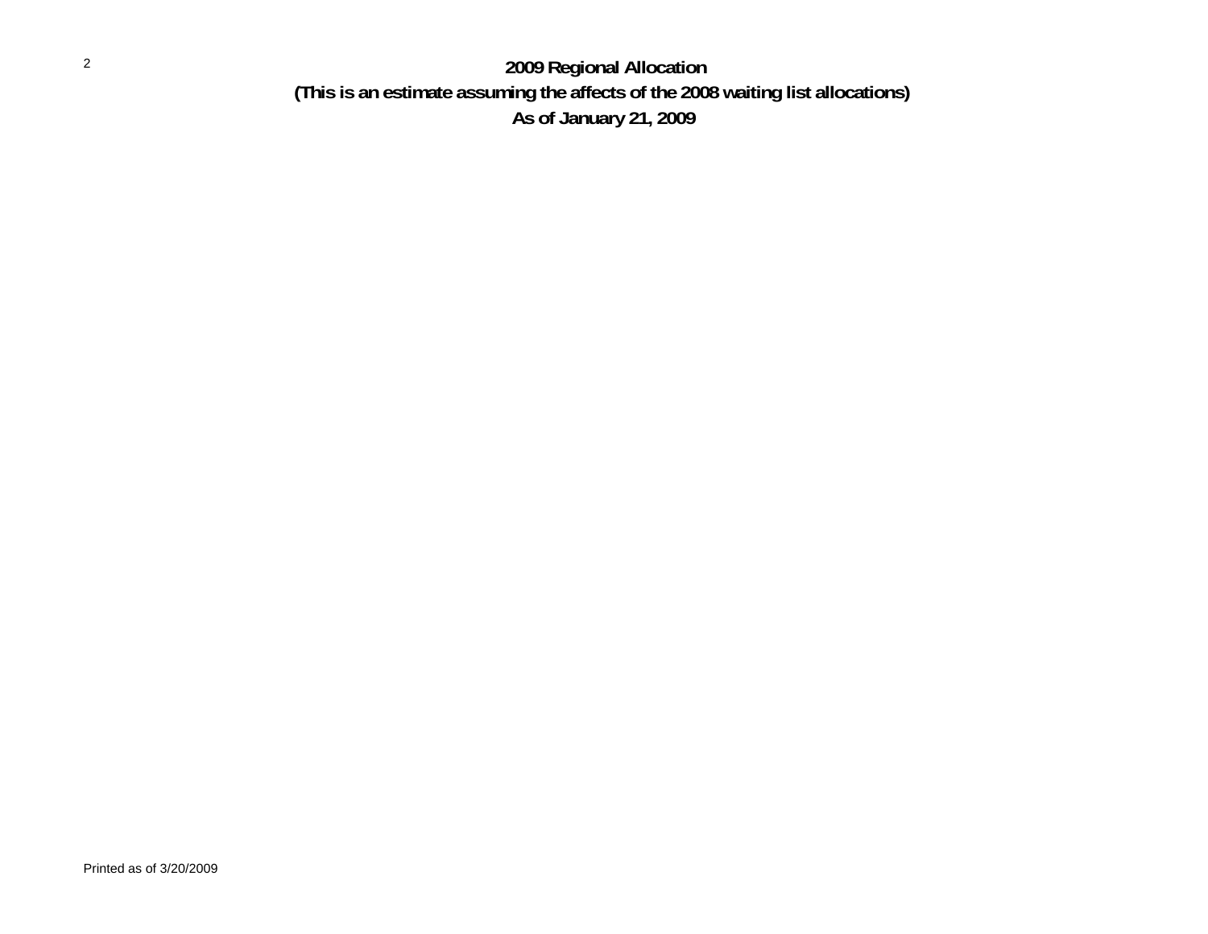# 2009 Regional Allocation

**(This is an estimate assuming the affects of the 2008 waiting list allocations)**

**As of January 21, 2009**

Printed as of 3/20/2009